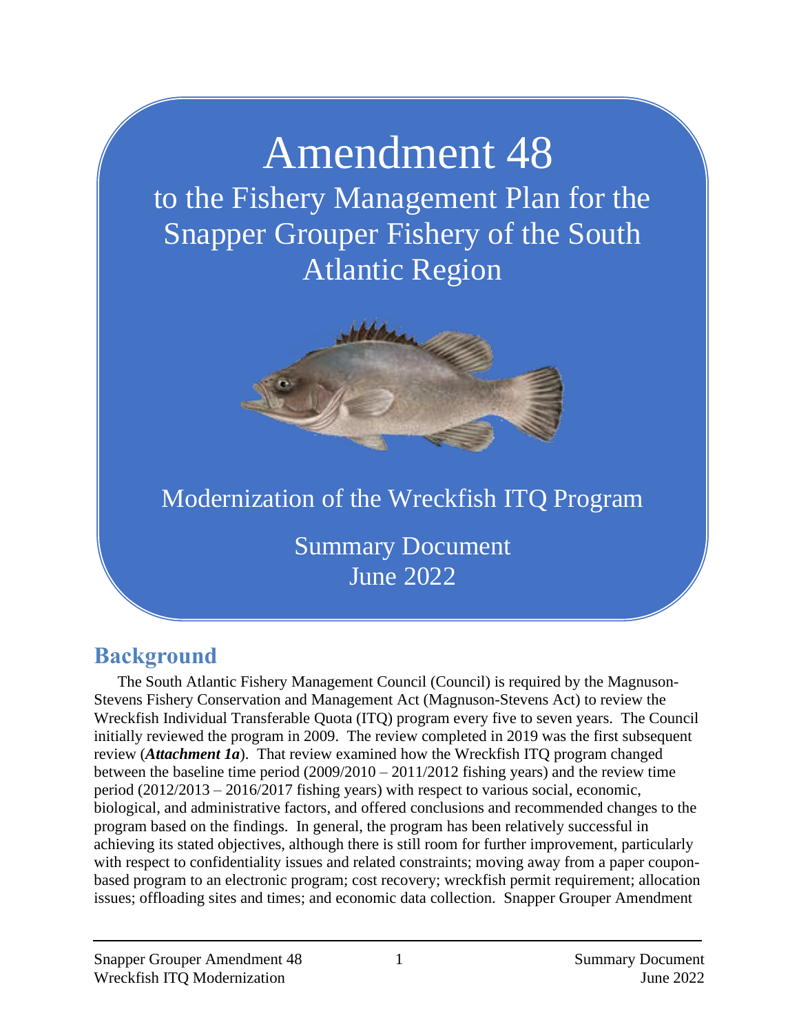# Amendment 48

## to the Fishery Management Plan for the Snapper Grouper Fishery of the South Atlantic Region

## Modernization of the Wreckfish ITQ Program

Summary Document
June 2022

## Background

The South Atlantic Fishery Management Council (Council) is required by the Magnuson-Stevens Fishery Conservation and Management Act (Magnuson-Stevens Act) to review the Wreckfish Individual Transferable Quota (ITQ) program every five to seven years. The Council initially reviewed the program in 2009. The review completed in 2019 was the first subsequent review (***Attachment 1a***). That review examined how the Wreckfish ITQ program changed between the baseline time period (2009/2010 – 2011/2012 fishing years) and the review time period (2012/2013 – 2016/2017 fishing years) with respect to various social, economic, biological, and administrative factors, and offered conclusions and recommended changes to the program based on the findings. In general, the program has been relatively successful in achieving its stated objectives, although there is still room for further improvement, particularly with respect to confidentiality issues and related constraints; moving away from a paper coupon-based program to an electronic program; cost recovery; wreckfish permit requirement; allocation issues; offloading sites and times; and economic data collection. Snapper Grouper Amendment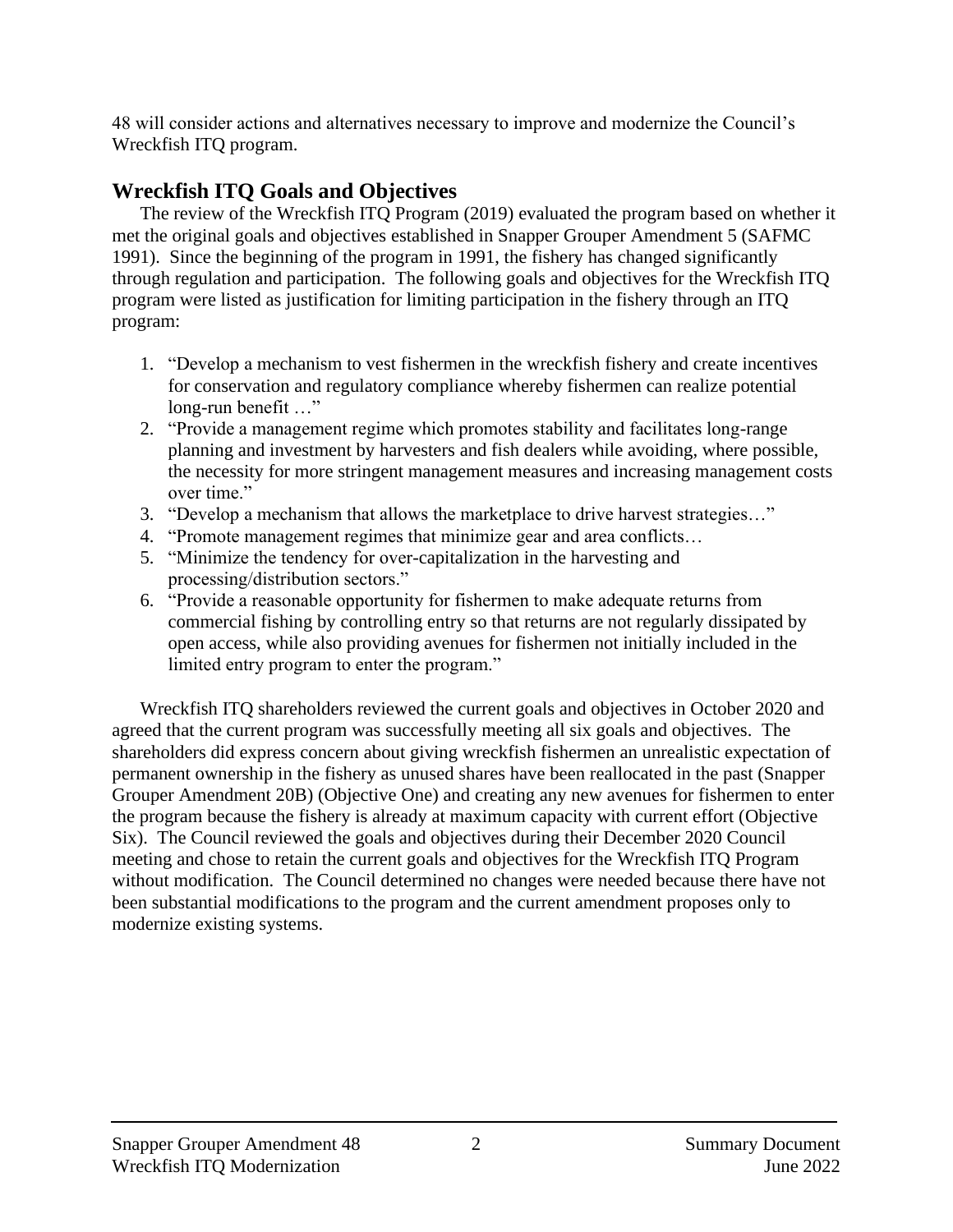48 will consider actions and alternatives necessary to improve and modernize the Council's Wreckfish ITQ program.

## Wreckfish ITQ Goals and Objectives

The review of the Wreckfish ITQ Program (2019) evaluated the program based on whether it met the original goals and objectives established in Snapper Grouper Amendment 5 (SAFMC 1991). Since the beginning of the program in 1991, the fishery has changed significantly through regulation and participation. The following goals and objectives for the Wreckfish ITQ program were listed as justification for limiting participation in the fishery through an ITQ program:

1. "Develop a mechanism to vest fishermen in the wreckfish fishery and create incentives for conservation and regulatory compliance whereby fishermen can realize potential long-run benefit …"
2. "Provide a management regime which promotes stability and facilitates long-range planning and investment by harvesters and fish dealers while avoiding, where possible, the necessity for more stringent management measures and increasing management costs over time."
3. "Develop a mechanism that allows the marketplace to drive harvest strategies…"
4. "Promote management regimes that minimize gear and area conflicts…
5. "Minimize the tendency for over-capitalization in the harvesting and processing/distribution sectors."
6. "Provide a reasonable opportunity for fishermen to make adequate returns from commercial fishing by controlling entry so that returns are not regularly dissipated by open access, while also providing avenues for fishermen not initially included in the limited entry program to enter the program."

Wreckfish ITQ shareholders reviewed the current goals and objectives in October 2020 and agreed that the current program was successfully meeting all six goals and objectives. The shareholders did express concern about giving wreckfish fishermen an unrealistic expectation of permanent ownership in the fishery as unused shares have been reallocated in the past (Snapper Grouper Amendment 20B) (Objective One) and creating any new avenues for fishermen to enter the program because the fishery is already at maximum capacity with current effort (Objective Six). The Council reviewed the goals and objectives during their December 2020 Council meeting and chose to retain the current goals and objectives for the Wreckfish ITQ Program without modification. The Council determined no changes were needed because there have not been substantial modifications to the program and the current amendment proposes only to modernize existing systems.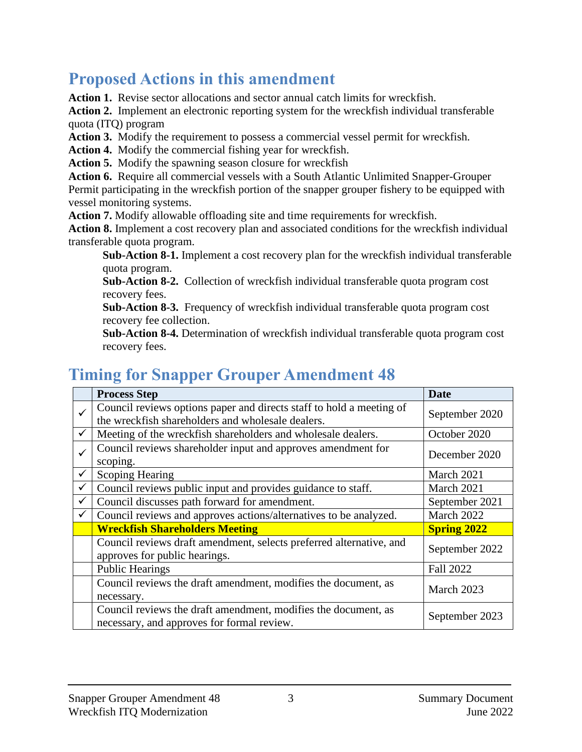## Proposed Actions in this amendment

**Action 1.** Revise sector allocations and sector annual catch limits for wreckfish.
**Action 2.** Implement an electronic reporting system for the wreckfish individual transferable quota (ITQ) program
**Action 3.** Modify the requirement to possess a commercial vessel permit for wreckfish.
**Action 4.** Modify the commercial fishing year for wreckfish.
**Action 5.** Modify the spawning season closure for wreckfish
**Action 6.** Require all commercial vessels with a South Atlantic Unlimited Snapper-Grouper Permit participating in the wreckfish portion of the snapper grouper fishery to be equipped with vessel monitoring systems.
**Action 7.** Modify allowable offloading site and time requirements for wreckfish.
**Action 8.** Implement a cost recovery plan and associated conditions for the wreckfish individual transferable quota program.

- **Sub-Action 8-1.** Implement a cost recovery plan for the wreckfish individual transferable quota program.
- **Sub-Action 8-2.** Collection of wreckfish individual transferable quota program cost recovery fees.
- **Sub-Action 8-3.** Frequency of wreckfish individual transferable quota program cost recovery fee collection.
- **Sub-Action 8-4.** Determination of wreckfish individual transferable quota program cost recovery fees.

## Timing for Snapper Grouper Amendment 48

| | **Process Step** | **Date** |
|---|---|---|
| ✓ | Council reviews options paper and directs staff to hold a meeting of the wreckfish shareholders and wholesale dealers. | September 2020 |
| ✓ | Meeting of the wreckfish shareholders and wholesale dealers. | October 2020 |
| ✓ | Council reviews shareholder input and approves amendment for scoping. | December 2020 |
| ✓ | Scoping Hearing | March 2021 |
| ✓ | Council reviews public input and provides guidance to staff. | March 2021 |
| ✓ | Council discusses path forward for amendment. | September 2021 |
| ✓ | Council reviews and approves actions/alternatives to be analyzed. | March 2022 |
| | **Wreckfish Shareholders Meeting** | **Spring 2022** |
| | Council reviews draft amendment, selects preferred alternative, and approves for public hearings. | September 2022 |
| | Public Hearings | Fall 2022 |
| | Council reviews the draft amendment, modifies the document, as necessary. | March 2023 |
| | Council reviews the draft amendment, modifies the document, as necessary, and approves for formal review. | September 2023 |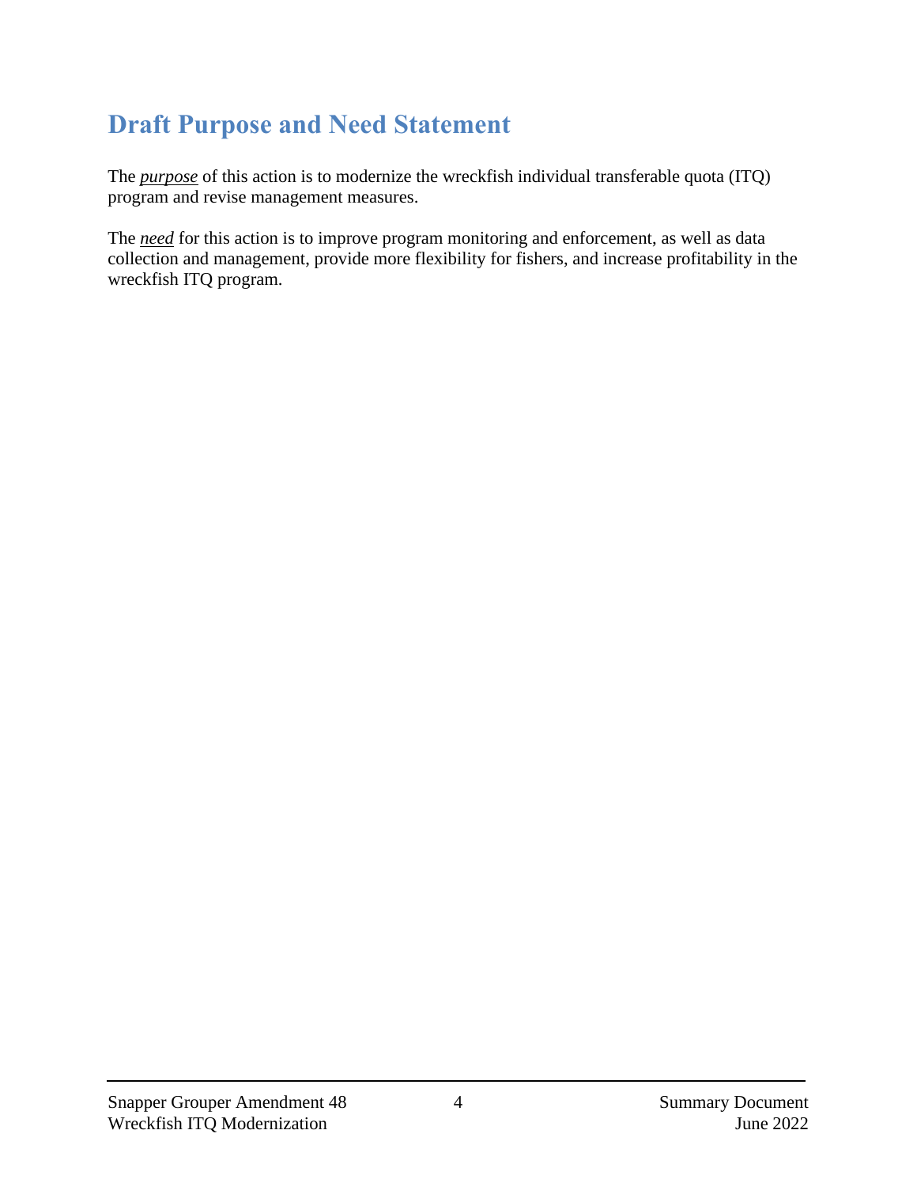# Draft Purpose and Need Statement

The ***purpose*** of this action is to modernize the wreckfish individual transferable quota (ITQ) program and revise management measures.

The ***need*** for this action is to improve program monitoring and enforcement, as well as data collection and management, provide more flexibility for fishers, and increase profitability in the wreckfish ITQ program.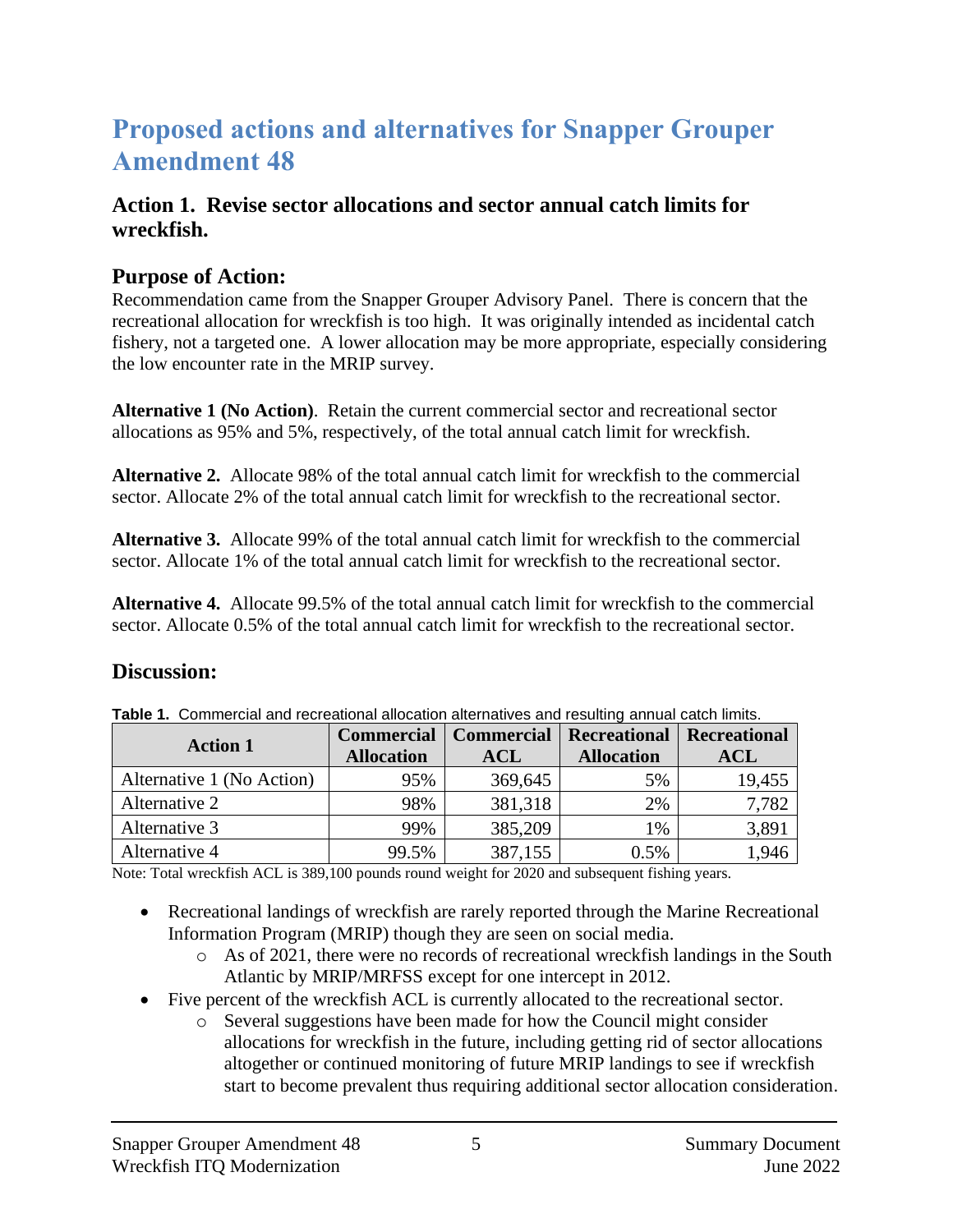# Proposed actions and alternatives for Snapper Grouper Amendment 48

## Action 1. Revise sector allocations and sector annual catch limits for wreckfish.

### Purpose of Action:

Recommendation came from the Snapper Grouper Advisory Panel. There is concern that the recreational allocation for wreckfish is too high. It was originally intended as incidental catch fishery, not a targeted one. A lower allocation may be more appropriate, especially considering the low encounter rate in the MRIP survey.

**Alternative 1 (No Action)**. Retain the current commercial sector and recreational sector allocations as 95% and 5%, respectively, of the total annual catch limit for wreckfish.

**Alternative 2.** Allocate 98% of the total annual catch limit for wreckfish to the commercial sector. Allocate 2% of the total annual catch limit for wreckfish to the recreational sector.

**Alternative 3.** Allocate 99% of the total annual catch limit for wreckfish to the commercial sector. Allocate 1% of the total annual catch limit for wreckfish to the recreational sector.

**Alternative 4.** Allocate 99.5% of the total annual catch limit for wreckfish to the commercial sector. Allocate 0.5% of the total annual catch limit for wreckfish to the recreational sector.

### Discussion:

**Table 1.** Commercial and recreational allocation alternatives and resulting annual catch limits.

| Action 1 | Commercial Allocation | Commercial ACL | Recreational Allocation | Recreational ACL |
|---|---|---|---|---|
| Alternative 1 (No Action) | 95% | 369,645 | 5% | 19,455 |
| Alternative 2 | 98% | 381,318 | 2% | 7,782 |
| Alternative 3 | 99% | 385,209 | 1% | 3,891 |
| Alternative 4 | 99.5% | 387,155 | 0.5% | 1,946 |

Note: Total wreckfish ACL is 389,100 pounds round weight for 2020 and subsequent fishing years.

- Recreational landings of wreckfish are rarely reported through the Marine Recreational Information Program (MRIP) though they are seen on social media.
  - As of 2021, there were no records of recreational wreckfish landings in the South Atlantic by MRIP/MRFSS except for one intercept in 2012.
- Five percent of the wreckfish ACL is currently allocated to the recreational sector.
  - Several suggestions have been made for how the Council might consider allocations for wreckfish in the future, including getting rid of sector allocations altogether or continued monitoring of future MRIP landings to see if wreckfish start to become prevalent thus requiring additional sector allocation consideration.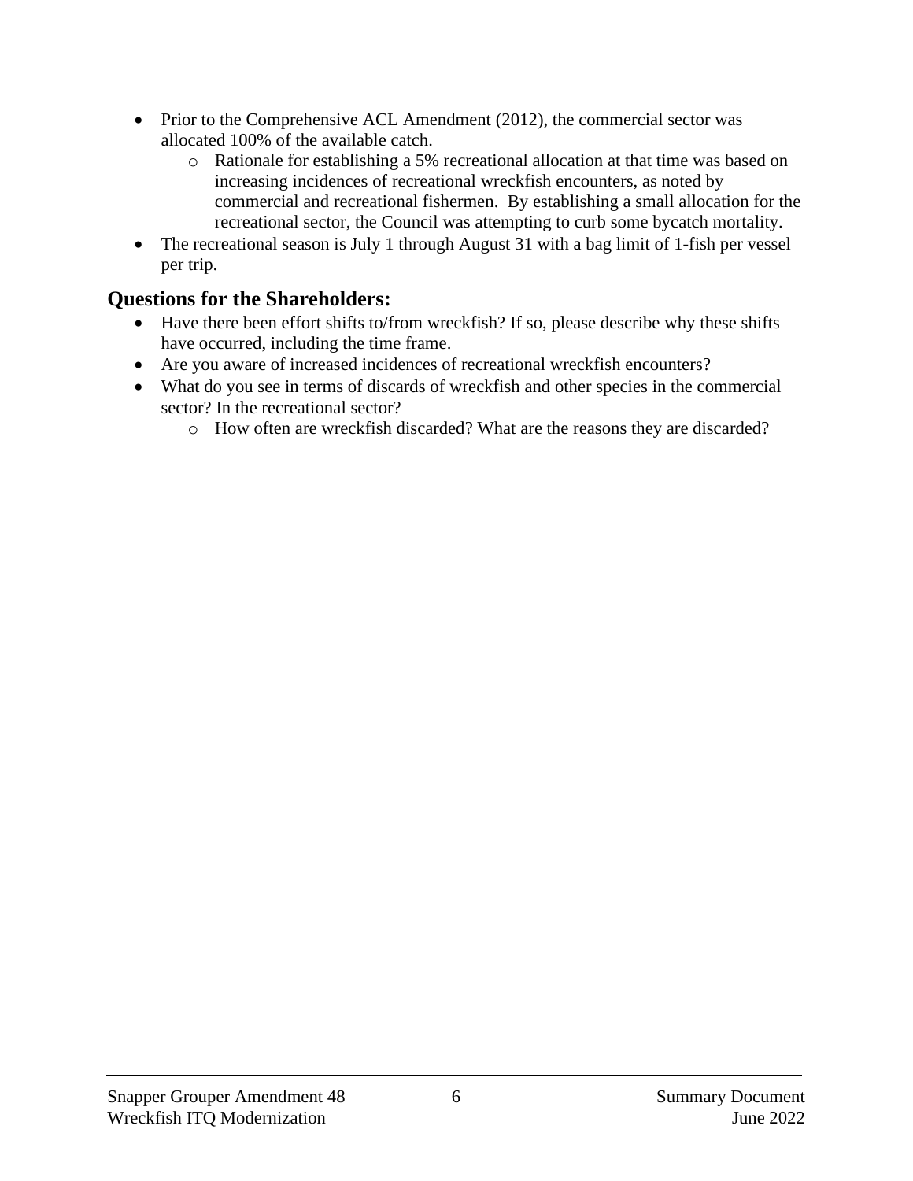- Prior to the Comprehensive ACL Amendment (2012), the commercial sector was allocated 100% of the available catch.
  - Rationale for establishing a 5% recreational allocation at that time was based on increasing incidences of recreational wreckfish encounters, as noted by commercial and recreational fishermen. By establishing a small allocation for the recreational sector, the Council was attempting to curb some bycatch mortality.
- The recreational season is July 1 through August 31 with a bag limit of 1-fish per vessel per trip.

## Questions for the Shareholders:

- Have there been effort shifts to/from wreckfish? If so, please describe why these shifts have occurred, including the time frame.
- Are you aware of increased incidences of recreational wreckfish encounters?
- What do you see in terms of discards of wreckfish and other species in the commercial sector? In the recreational sector?
  - How often are wreckfish discarded? What are the reasons they are discarded?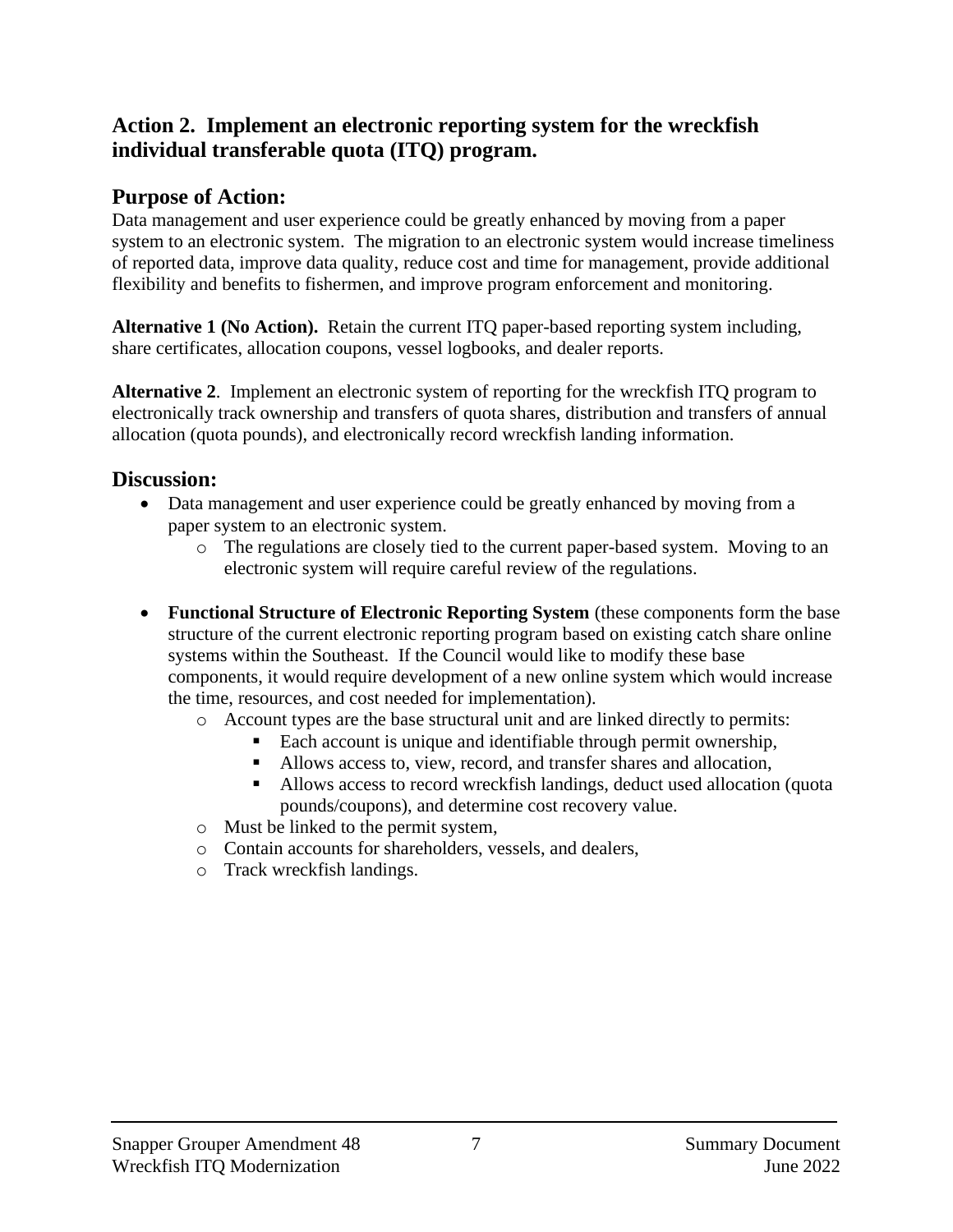## Action 2. Implement an electronic reporting system for the wreckfish individual transferable quota (ITQ) program.

### Purpose of Action:

Data management and user experience could be greatly enhanced by moving from a paper system to an electronic system. The migration to an electronic system would increase timeliness of reported data, improve data quality, reduce cost and time for management, provide additional flexibility and benefits to fishermen, and improve program enforcement and monitoring.

**Alternative 1 (No Action).** Retain the current ITQ paper-based reporting system including, share certificates, allocation coupons, vessel logbooks, and dealer reports.

**Alternative 2**. Implement an electronic system of reporting for the wreckfish ITQ program to electronically track ownership and transfers of quota shares, distribution and transfers of annual allocation (quota pounds), and electronically record wreckfish landing information.

### Discussion:

- Data management and user experience could be greatly enhanced by moving from a paper system to an electronic system.
    - The regulations are closely tied to the current paper-based system. Moving to an electronic system will require careful review of the regulations.
- **Functional Structure of Electronic Reporting System** (these components form the base structure of the current electronic reporting program based on existing catch share online systems within the Southeast. If the Council would like to modify these base components, it would require development of a new online system which would increase the time, resources, and cost needed for implementation).
    - Account types are the base structural unit and are linked directly to permits:
        - Each account is unique and identifiable through permit ownership,
        - Allows access to, view, record, and transfer shares and allocation,
        - Allows access to record wreckfish landings, deduct used allocation (quota pounds/coupons), and determine cost recovery value.
    - Must be linked to the permit system,
    - Contain accounts for shareholders, vessels, and dealers,
    - Track wreckfish landings.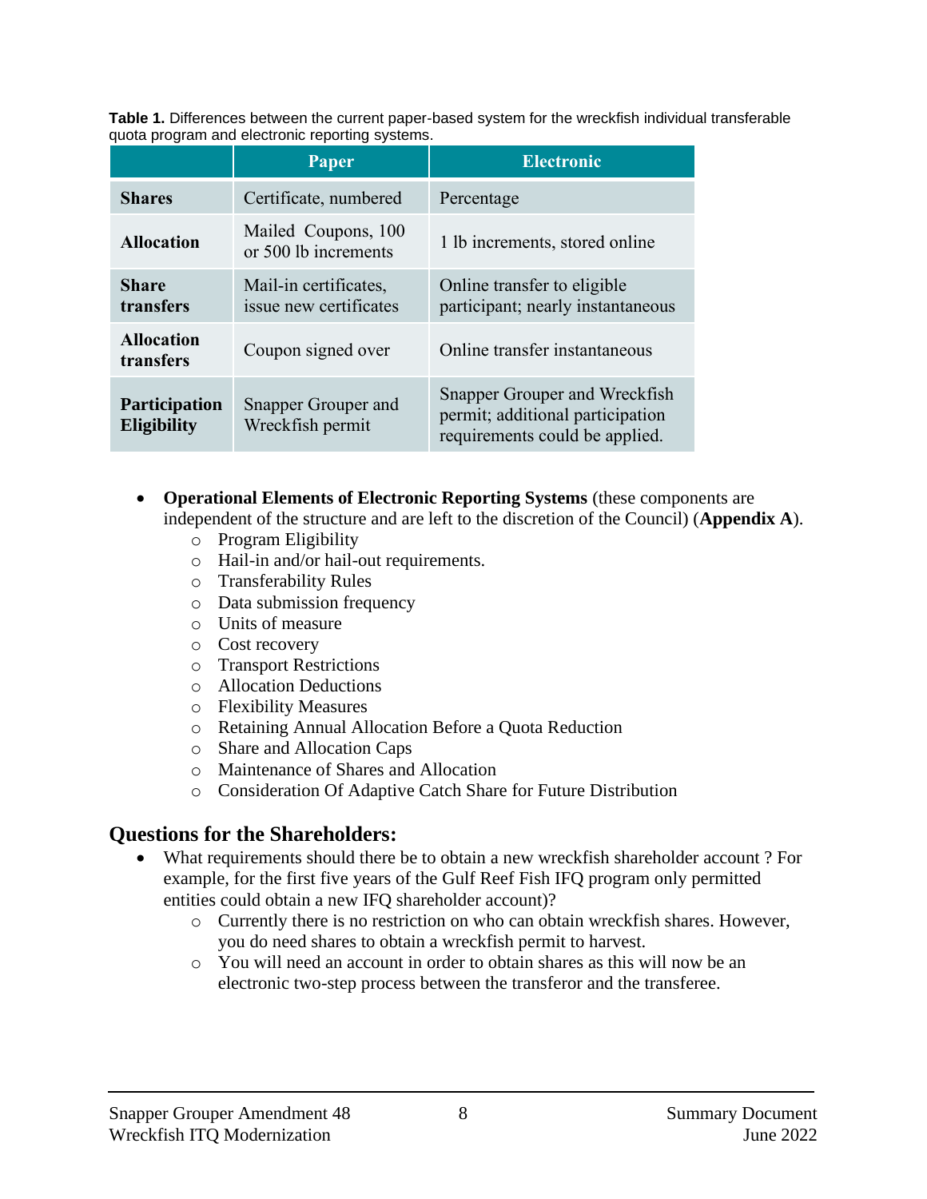**Table 1.** Differences between the current paper-based system for the wreckfish individual transferable quota program and electronic reporting systems.

| | Paper | Electronic |
|---|---|---|
| **Shares** | Certificate, numbered | Percentage |
| **Allocation** | Mailed Coupons, 100 or 500 lb increments | 1 lb increments, stored online |
| **Share transfers** | Mail-in certificates, issue new certificates | Online transfer to eligible participant; nearly instantaneous |
| **Allocation transfers** | Coupon signed over | Online transfer instantaneous |
| **Participation Eligibility** | Snapper Grouper and Wreckfish permit | Snapper Grouper and Wreckfish permit; additional participation requirements could be applied. |

- **Operational Elements of Electronic Reporting Systems** (these components are independent of the structure and are left to the discretion of the Council) (**Appendix A**).
  - Program Eligibility
  - Hail-in and/or hail-out requirements.
  - Transferability Rules
  - Data submission frequency
  - Units of measure
  - Cost recovery
  - Transport Restrictions
  - Allocation Deductions
  - Flexibility Measures
  - Retaining Annual Allocation Before a Quota Reduction
  - Share and Allocation Caps
  - Maintenance of Shares and Allocation
  - Consideration Of Adaptive Catch Share for Future Distribution

## Questions for the Shareholders:

- What requirements should there be to obtain a new wreckfish shareholder account ? For example, for the first five years of the Gulf Reef Fish IFQ program only permitted entities could obtain a new IFQ shareholder account)?
  - Currently there is no restriction on who can obtain wreckfish shares. However, you do need shares to obtain a wreckfish permit to harvest.
  - You will need an account in order to obtain shares as this will now be an electronic two-step process between the transferor and the transferee.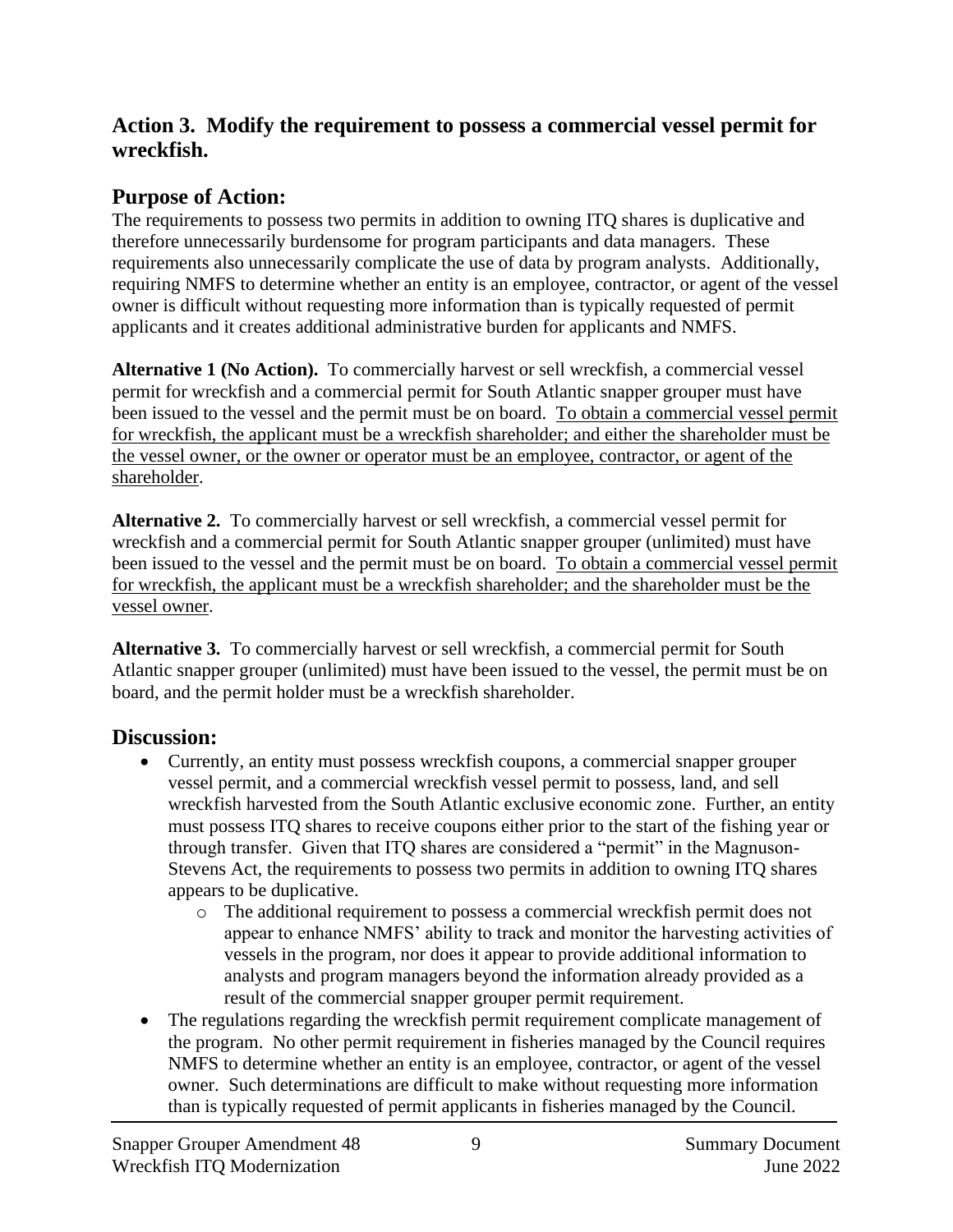## Action 3. Modify the requirement to possess a commercial vessel permit for wreckfish.

### Purpose of Action:

The requirements to possess two permits in addition to owning ITQ shares is duplicative and therefore unnecessarily burdensome for program participants and data managers. These requirements also unnecessarily complicate the use of data by program analysts. Additionally, requiring NMFS to determine whether an entity is an employee, contractor, or agent of the vessel owner is difficult without requesting more information than is typically requested of permit applicants and it creates additional administrative burden for applicants and NMFS.

**Alternative 1 (No Action).** To commercially harvest or sell wreckfish, a commercial vessel permit for wreckfish and a commercial permit for South Atlantic snapper grouper must have been issued to the vessel and the permit must be on board. <u>To obtain a commercial vessel permit for wreckfish, the applicant must be a wreckfish shareholder; and either the shareholder must be the vessel owner, or the owner or operator must be an employee, contractor, or agent of the shareholder</u>.

**Alternative 2.** To commercially harvest or sell wreckfish, a commercial vessel permit for wreckfish and a commercial permit for South Atlantic snapper grouper (unlimited) must have been issued to the vessel and the permit must be on board. <u>To obtain a commercial vessel permit for wreckfish, the applicant must be a wreckfish shareholder; and the shareholder must be the vessel owner</u>.

**Alternative 3.** To commercially harvest or sell wreckfish, a commercial permit for South Atlantic snapper grouper (unlimited) must have been issued to the vessel, the permit must be on board, and the permit holder must be a wreckfish shareholder.

### Discussion:

- Currently, an entity must possess wreckfish coupons, a commercial snapper grouper vessel permit, and a commercial wreckfish vessel permit to possess, land, and sell wreckfish harvested from the South Atlantic exclusive economic zone. Further, an entity must possess ITQ shares to receive coupons either prior to the start of the fishing year or through transfer. Given that ITQ shares are considered a "permit" in the Magnuson-Stevens Act, the requirements to possess two permits in addition to owning ITQ shares appears to be duplicative.
    - The additional requirement to possess a commercial wreckfish permit does not appear to enhance NMFS' ability to track and monitor the harvesting activities of vessels in the program, nor does it appear to provide additional information to analysts and program managers beyond the information already provided as a result of the commercial snapper grouper permit requirement.
- The regulations regarding the wreckfish permit requirement complicate management of the program. No other permit requirement in fisheries managed by the Council requires NMFS to determine whether an entity is an employee, contractor, or agent of the vessel owner. Such determinations are difficult to make without requesting more information than is typically requested of permit applicants in fisheries managed by the Council.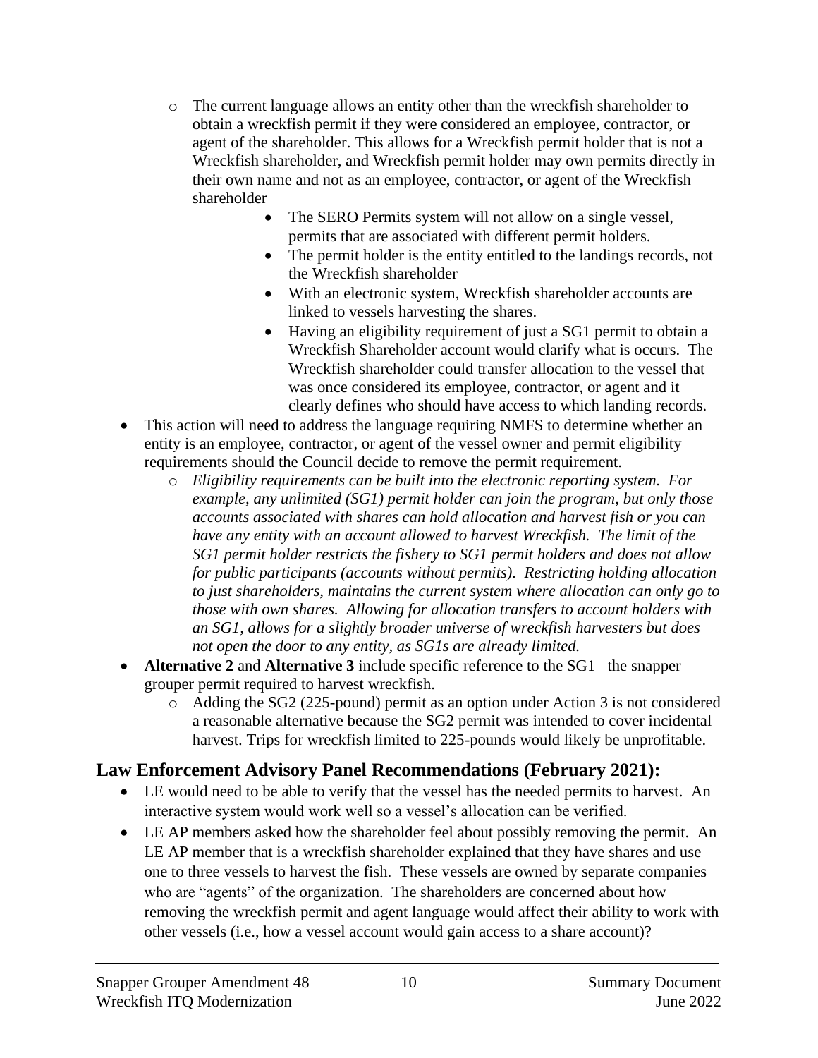- The current language allows an entity other than the wreckfish shareholder to obtain a wreckfish permit if they were considered an employee, contractor, or agent of the shareholder. This allows for a Wreckfish permit holder that is not a Wreckfish shareholder, and Wreckfish permit holder may own permits directly in their own name and not as an employee, contractor, or agent of the Wreckfish shareholder
    - The SERO Permits system will not allow on a single vessel, permits that are associated with different permit holders.
    - The permit holder is the entity entitled to the landings records, not the Wreckfish shareholder
    - With an electronic system, Wreckfish shareholder accounts are linked to vessels harvesting the shares.
    - Having an eligibility requirement of just a SG1 permit to obtain a Wreckfish Shareholder account would clarify what is occurs. The Wreckfish shareholder could transfer allocation to the vessel that was once considered its employee, contractor, or agent and it clearly defines who should have access to which landing records.
- This action will need to address the language requiring NMFS to determine whether an entity is an employee, contractor, or agent of the vessel owner and permit eligibility requirements should the Council decide to remove the permit requirement.
  - *Eligibility requirements can be built into the electronic reporting system. For example, any unlimited (SG1) permit holder can join the program, but only those accounts associated with shares can hold allocation and harvest fish or you can have any entity with an account allowed to harvest Wreckfish. The limit of the SG1 permit holder restricts the fishery to SG1 permit holders and does not allow for public participants (accounts without permits). Restricting holding allocation to just shareholders, maintains the current system where allocation can only go to those with own shares. Allowing for allocation transfers to account holders with an SG1, allows for a slightly broader universe of wreckfish harvesters but does not open the door to any entity, as SG1s are already limited.*
- **Alternative 2** and **Alternative 3** include specific reference to the SG1– the snapper grouper permit required to harvest wreckfish.
  - Adding the SG2 (225-pound) permit as an option under Action 3 is not considered a reasonable alternative because the SG2 permit was intended to cover incidental harvest. Trips for wreckfish limited to 225-pounds would likely be unprofitable.

## Law Enforcement Advisory Panel Recommendations (February 2021):

- LE would need to be able to verify that the vessel has the needed permits to harvest. An interactive system would work well so a vessel's allocation can be verified.
- LE AP members asked how the shareholder feel about possibly removing the permit. An LE AP member that is a wreckfish shareholder explained that they have shares and use one to three vessels to harvest the fish. These vessels are owned by separate companies who are "agents" of the organization. The shareholders are concerned about how removing the wreckfish permit and agent language would affect their ability to work with other vessels (i.e., how a vessel account would gain access to a share account)?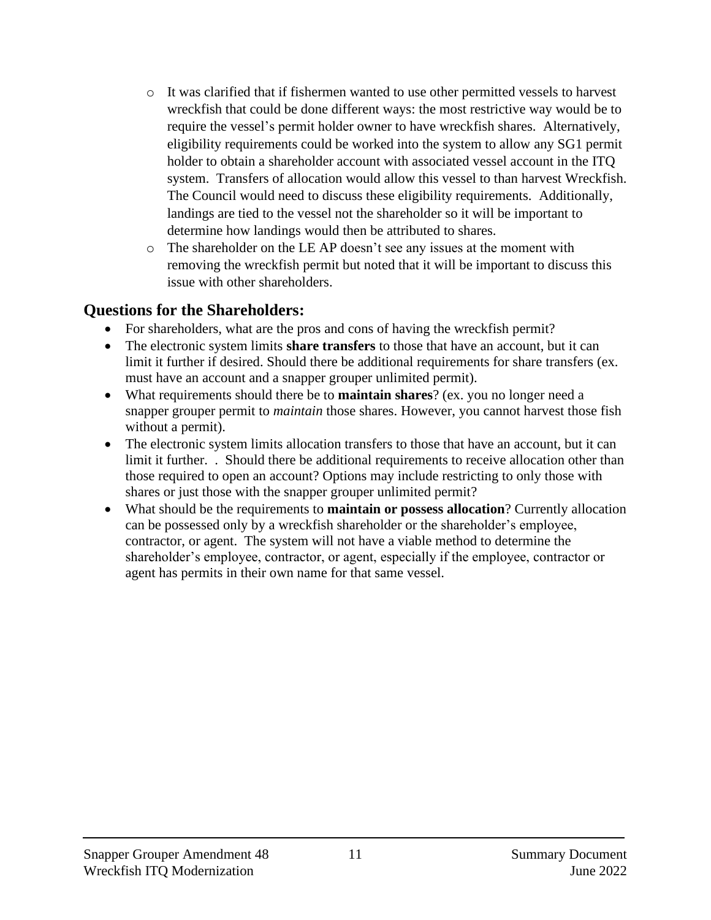- It was clarified that if fishermen wanted to use other permitted vessels to harvest wreckfish that could be done different ways: the most restrictive way would be to require the vessel's permit holder owner to have wreckfish shares. Alternatively, eligibility requirements could be worked into the system to allow any SG1 permit holder to obtain a shareholder account with associated vessel account in the ITQ system. Transfers of allocation would allow this vessel to than harvest Wreckfish. The Council would need to discuss these eligibility requirements. Additionally, landings are tied to the vessel not the shareholder so it will be important to determine how landings would then be attributed to shares.
- The shareholder on the LE AP doesn't see any issues at the moment with removing the wreckfish permit but noted that it will be important to discuss this issue with other shareholders.

## Questions for the Shareholders:

- For shareholders, what are the pros and cons of having the wreckfish permit?
- The electronic system limits **share transfers** to those that have an account, but it can limit it further if desired. Should there be additional requirements for share transfers (ex. must have an account and a snapper grouper unlimited permit).
- What requirements should there be to **maintain shares**? (ex. you no longer need a snapper grouper permit to *maintain* those shares. However, you cannot harvest those fish without a permit).
- The electronic system limits allocation transfers to those that have an account, but it can limit it further. . Should there be additional requirements to receive allocation other than those required to open an account? Options may include restricting to only those with shares or just those with the snapper grouper unlimited permit?
- What should be the requirements to **maintain or possess allocation**? Currently allocation can be possessed only by a wreckfish shareholder or the shareholder's employee, contractor, or agent. The system will not have a viable method to determine the shareholder's employee, contractor, or agent, especially if the employee, contractor or agent has permits in their own name for that same vessel.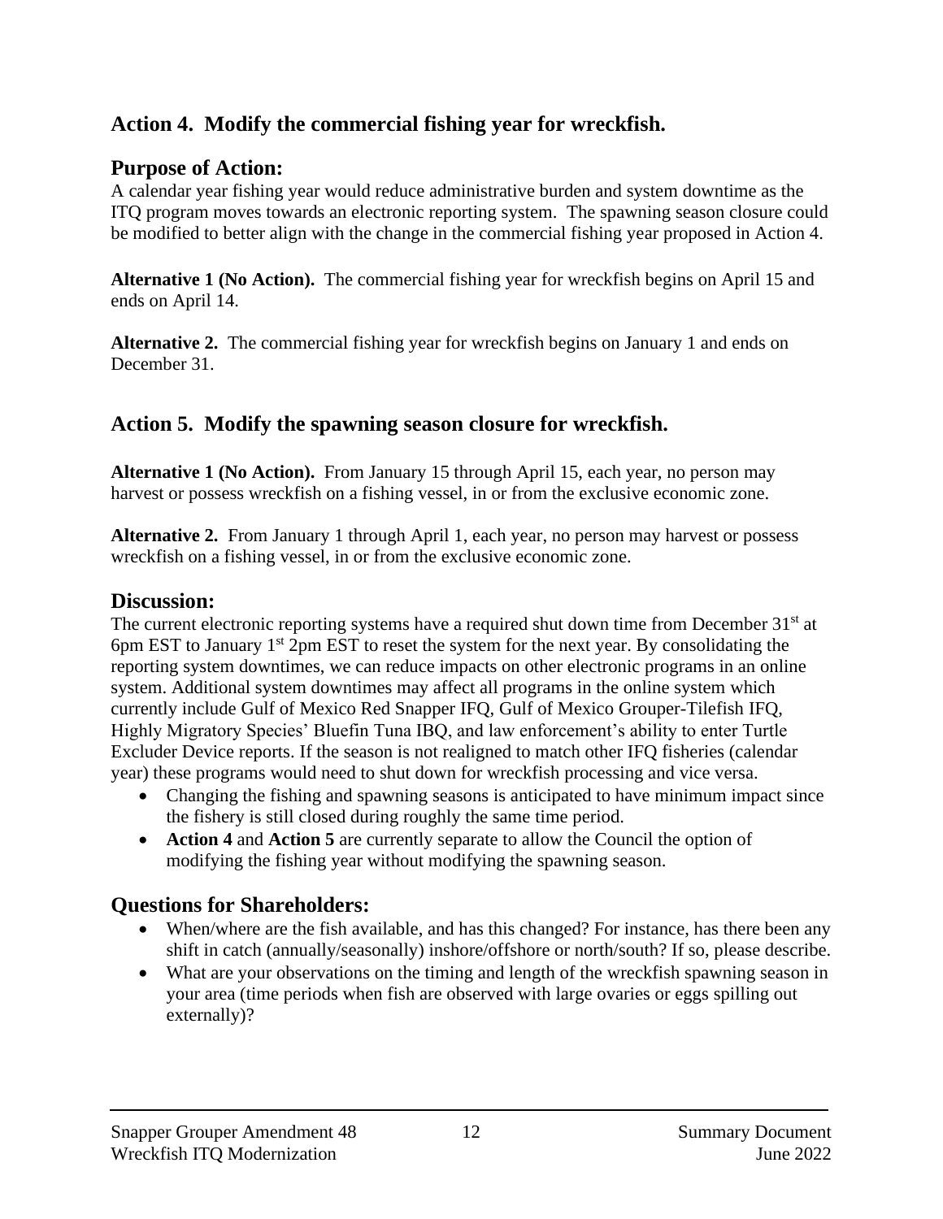## Action 4. Modify the commercial fishing year for wreckfish.

### Purpose of Action:

A calendar year fishing year would reduce administrative burden and system downtime as the ITQ program moves towards an electronic reporting system. The spawning season closure could be modified to better align with the change in the commercial fishing year proposed in Action 4.

**Alternative 1 (No Action).** The commercial fishing year for wreckfish begins on April 15 and ends on April 14.

**Alternative 2.** The commercial fishing year for wreckfish begins on January 1 and ends on December 31.

## Action 5. Modify the spawning season closure for wreckfish.

**Alternative 1 (No Action).** From January 15 through April 15, each year, no person may harvest or possess wreckfish on a fishing vessel, in or from the exclusive economic zone.

**Alternative 2.** From January 1 through April 1, each year, no person may harvest or possess wreckfish on a fishing vessel, in or from the exclusive economic zone.

### Discussion:

The current electronic reporting systems have a required shut down time from December 31st at 6pm EST to January 1st 2pm EST to reset the system for the next year. By consolidating the reporting system downtimes, we can reduce impacts on other electronic programs in an online system. Additional system downtimes may affect all programs in the online system which currently include Gulf of Mexico Red Snapper IFQ, Gulf of Mexico Grouper-Tilefish IFQ, Highly Migratory Species' Bluefin Tuna IBQ, and law enforcement's ability to enter Turtle Excluder Device reports. If the season is not realigned to match other IFQ fisheries (calendar year) these programs would need to shut down for wreckfish processing and vice versa.

- Changing the fishing and spawning seasons is anticipated to have minimum impact since the fishery is still closed during roughly the same time period.
- **Action 4** and **Action 5** are currently separate to allow the Council the option of modifying the fishing year without modifying the spawning season.

### Questions for Shareholders:

- When/where are the fish available, and has this changed? For instance, has there been any shift in catch (annually/seasonally) inshore/offshore or north/south? If so, please describe.
- What are your observations on the timing and length of the wreckfish spawning season in your area (time periods when fish are observed with large ovaries or eggs spilling out externally)?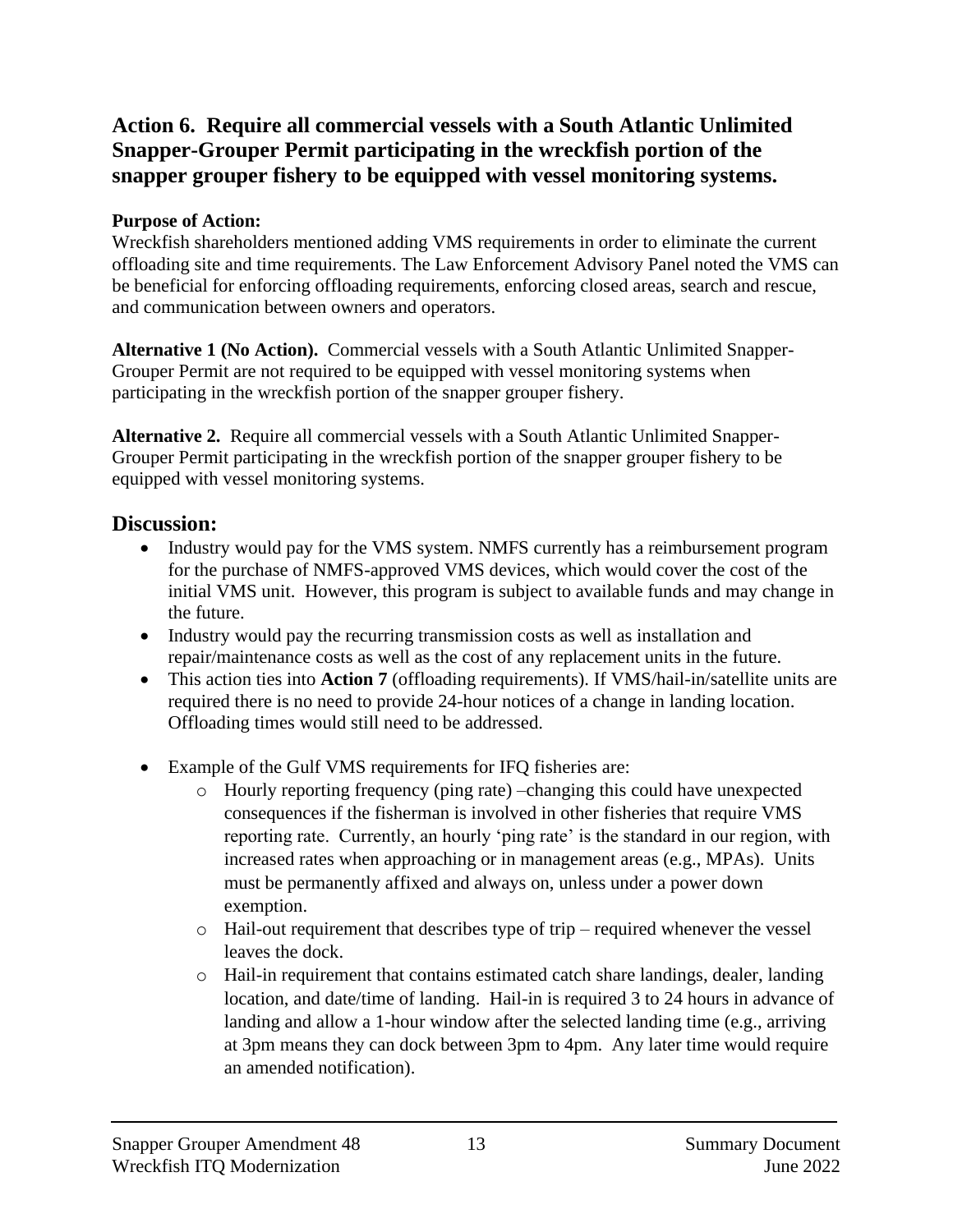## Action 6. Require all commercial vessels with a South Atlantic Unlimited Snapper-Grouper Permit participating in the wreckfish portion of the snapper grouper fishery to be equipped with vessel monitoring systems.

**Purpose of Action:**
Wreckfish shareholders mentioned adding VMS requirements in order to eliminate the current offloading site and time requirements. The Law Enforcement Advisory Panel noted the VMS can be beneficial for enforcing offloading requirements, enforcing closed areas, search and rescue, and communication between owners and operators.

**Alternative 1 (No Action).** Commercial vessels with a South Atlantic Unlimited Snapper-Grouper Permit are not required to be equipped with vessel monitoring systems when participating in the wreckfish portion of the snapper grouper fishery.

**Alternative 2.** Require all commercial vessels with a South Atlantic Unlimited Snapper-Grouper Permit participating in the wreckfish portion of the snapper grouper fishery to be equipped with vessel monitoring systems.

### Discussion:

- Industry would pay for the VMS system. NMFS currently has a reimbursement program for the purchase of NMFS-approved VMS devices, which would cover the cost of the initial VMS unit. However, this program is subject to available funds and may change in the future.
- Industry would pay the recurring transmission costs as well as installation and repair/maintenance costs as well as the cost of any replacement units in the future.
- This action ties into **Action 7** (offloading requirements). If VMS/hail-in/satellite units are required there is no need to provide 24-hour notices of a change in landing location. Offloading times would still need to be addressed.
- Example of the Gulf VMS requirements for IFQ fisheries are:
  - Hourly reporting frequency (ping rate) –changing this could have unexpected consequences if the fisherman is involved in other fisheries that require VMS reporting rate. Currently, an hourly 'ping rate' is the standard in our region, with increased rates when approaching or in management areas (e.g., MPAs). Units must be permanently affixed and always on, unless under a power down exemption.
  - Hail-out requirement that describes type of trip – required whenever the vessel leaves the dock.
  - Hail-in requirement that contains estimated catch share landings, dealer, landing location, and date/time of landing. Hail-in is required 3 to 24 hours in advance of landing and allow a 1-hour window after the selected landing time (e.g., arriving at 3pm means they can dock between 3pm to 4pm. Any later time would require an amended notification).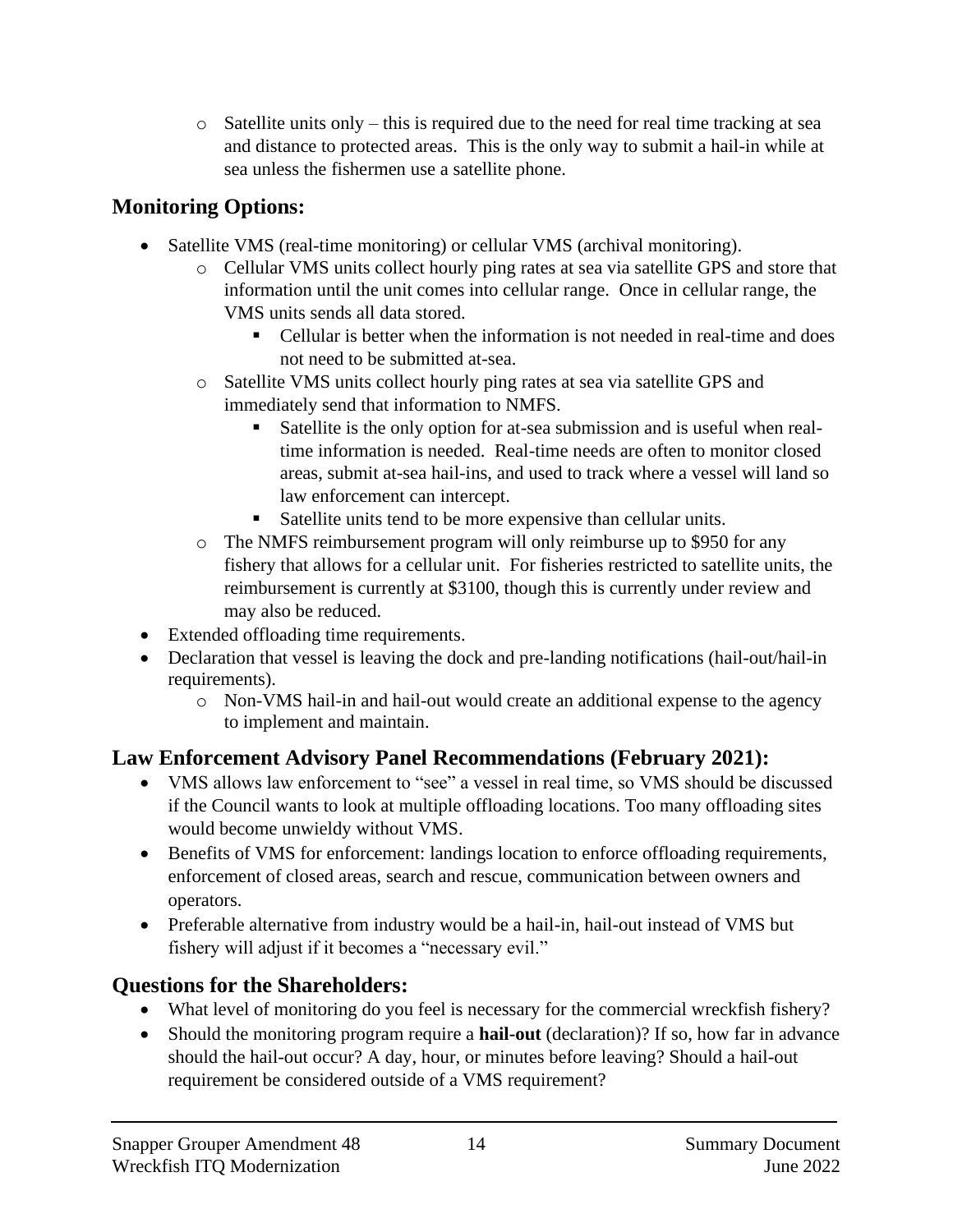- Satellite units only – this is required due to the need for real time tracking at sea and distance to protected areas. This is the only way to submit a hail-in while at sea unless the fishermen use a satellite phone.

## Monitoring Options:

- Satellite VMS (real-time monitoring) or cellular VMS (archival monitoring).
    - Cellular VMS units collect hourly ping rates at sea via satellite GPS and store that information until the unit comes into cellular range. Once in cellular range, the VMS units sends all data stored.
        - Cellular is better when the information is not needed in real-time and does not need to be submitted at-sea.
    - Satellite VMS units collect hourly ping rates at sea via satellite GPS and immediately send that information to NMFS.
        - Satellite is the only option for at-sea submission and is useful when real-time information is needed. Real-time needs are often to monitor closed areas, submit at-sea hail-ins, and used to track where a vessel will land so law enforcement can intercept.
        - Satellite units tend to be more expensive than cellular units.
    - The NMFS reimbursement program will only reimburse up to $950 for any fishery that allows for a cellular unit. For fisheries restricted to satellite units, the reimbursement is currently at $3100, though this is currently under review and may also be reduced.
- Extended offloading time requirements.
- Declaration that vessel is leaving the dock and pre-landing notifications (hail-out/hail-in requirements).
    - Non-VMS hail-in and hail-out would create an additional expense to the agency to implement and maintain.

## Law Enforcement Advisory Panel Recommendations (February 2021):

- VMS allows law enforcement to "see" a vessel in real time, so VMS should be discussed if the Council wants to look at multiple offloading locations. Too many offloading sites would become unwieldy without VMS.
- Benefits of VMS for enforcement: landings location to enforce offloading requirements, enforcement of closed areas, search and rescue, communication between owners and operators.
- Preferable alternative from industry would be a hail-in, hail-out instead of VMS but fishery will adjust if it becomes a "necessary evil."

## Questions for the Shareholders:

- What level of monitoring do you feel is necessary for the commercial wreckfish fishery?
- Should the monitoring program require a **hail-out** (declaration)? If so, how far in advance should the hail-out occur? A day, hour, or minutes before leaving? Should a hail-out requirement be considered outside of a VMS requirement?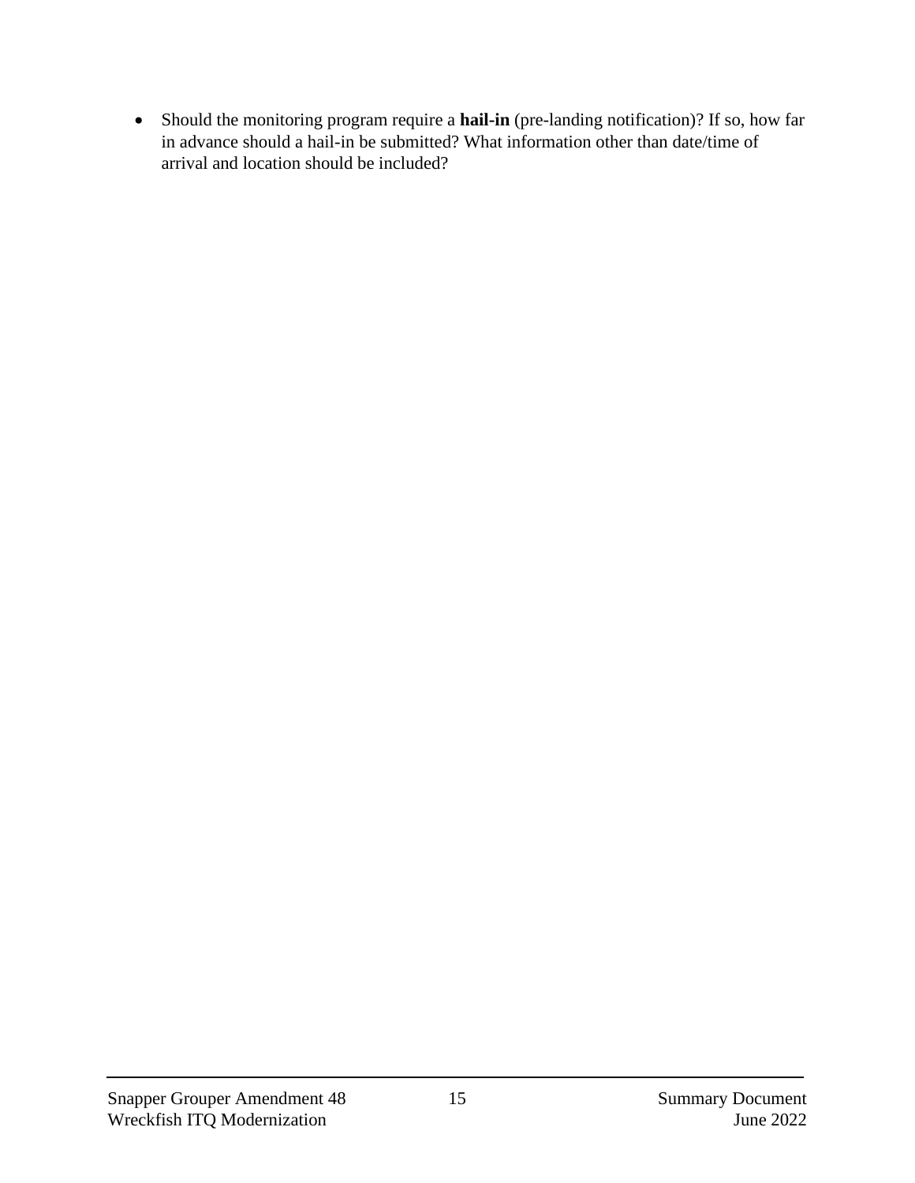- Should the monitoring program require a **hail-in** (pre-landing notification)? If so, how far in advance should a hail-in be submitted? What information other than date/time of arrival and location should be included?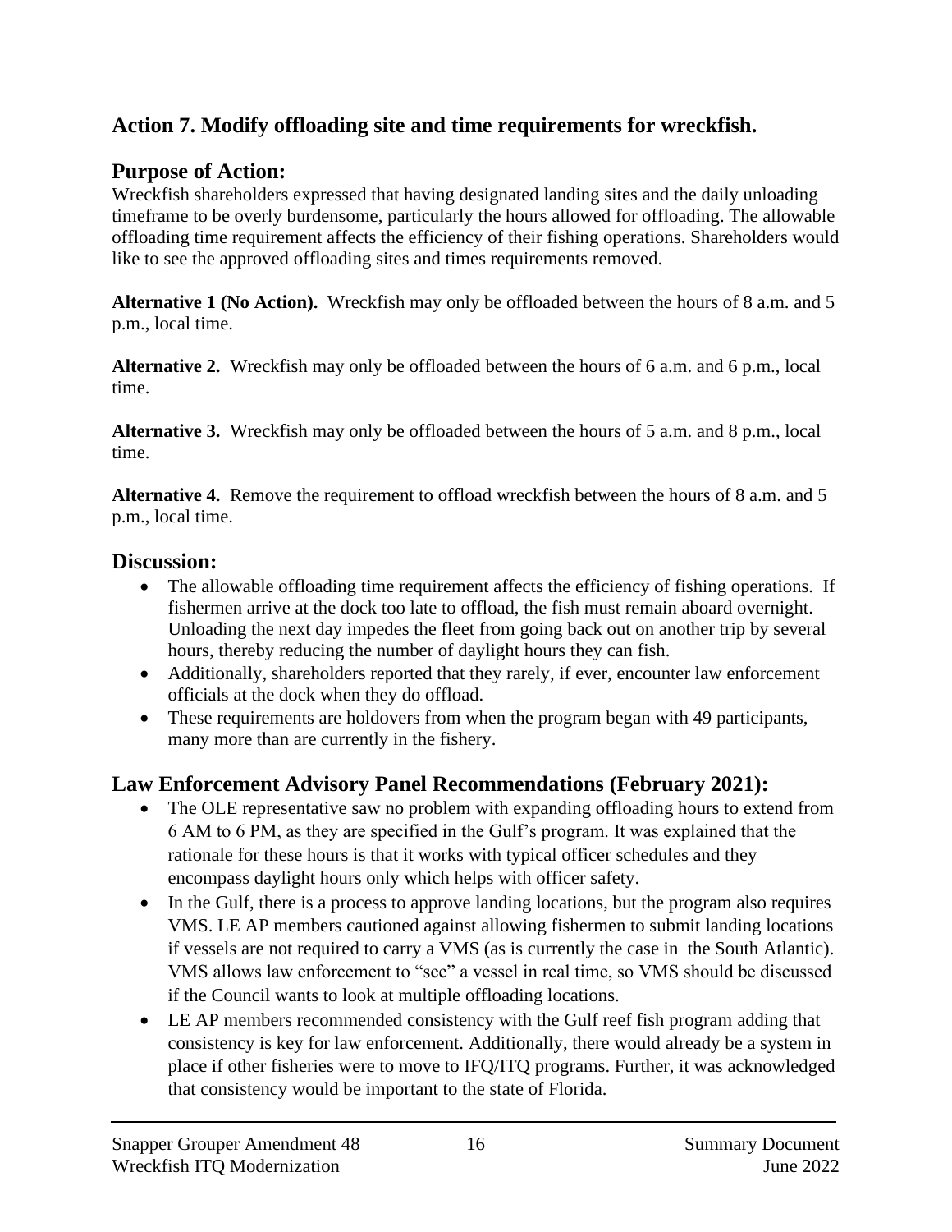## Action 7. Modify offloading site and time requirements for wreckfish.

### Purpose of Action:

Wreckfish shareholders expressed that having designated landing sites and the daily unloading timeframe to be overly burdensome, particularly the hours allowed for offloading. The allowable offloading time requirement affects the efficiency of their fishing operations. Shareholders would like to see the approved offloading sites and times requirements removed.

**Alternative 1 (No Action).** Wreckfish may only be offloaded between the hours of 8 a.m. and 5 p.m., local time.

**Alternative 2.** Wreckfish may only be offloaded between the hours of 6 a.m. and 6 p.m., local time.

**Alternative 3.** Wreckfish may only be offloaded between the hours of 5 a.m. and 8 p.m., local time.

**Alternative 4.** Remove the requirement to offload wreckfish between the hours of 8 a.m. and 5 p.m., local time.

### Discussion:

- The allowable offloading time requirement affects the efficiency of fishing operations. If fishermen arrive at the dock too late to offload, the fish must remain aboard overnight. Unloading the next day impedes the fleet from going back out on another trip by several hours, thereby reducing the number of daylight hours they can fish.
- Additionally, shareholders reported that they rarely, if ever, encounter law enforcement officials at the dock when they do offload.
- These requirements are holdovers from when the program began with 49 participants, many more than are currently in the fishery.

### Law Enforcement Advisory Panel Recommendations (February 2021):

- The OLE representative saw no problem with expanding offloading hours to extend from 6 AM to 6 PM, as they are specified in the Gulf's program. It was explained that the rationale for these hours is that it works with typical officer schedules and they encompass daylight hours only which helps with officer safety.
- In the Gulf, there is a process to approve landing locations, but the program also requires VMS. LE AP members cautioned against allowing fishermen to submit landing locations if vessels are not required to carry a VMS (as is currently the case in the South Atlantic). VMS allows law enforcement to "see" a vessel in real time, so VMS should be discussed if the Council wants to look at multiple offloading locations.
- LE AP members recommended consistency with the Gulf reef fish program adding that consistency is key for law enforcement. Additionally, there would already be a system in place if other fisheries were to move to IFQ/ITQ programs. Further, it was acknowledged that consistency would be important to the state of Florida.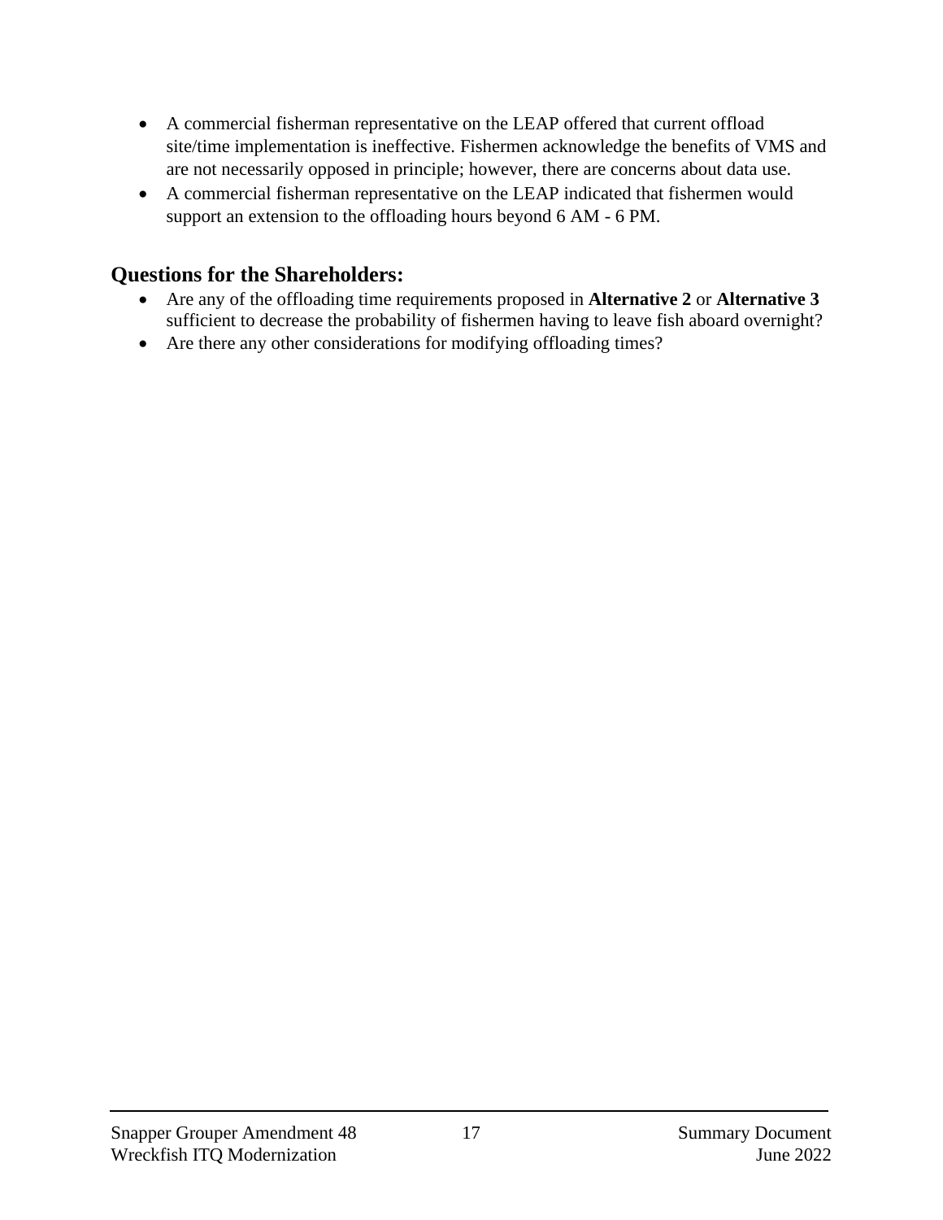- A commercial fisherman representative on the LEAP offered that current offload site/time implementation is ineffective. Fishermen acknowledge the benefits of VMS and are not necessarily opposed in principle; however, there are concerns about data use.
- A commercial fisherman representative on the LEAP indicated that fishermen would support an extension to the offloading hours beyond 6 AM - 6 PM.

## Questions for the Shareholders:

- Are any of the offloading time requirements proposed in **Alternative 2** or **Alternative 3** sufficient to decrease the probability of fishermen having to leave fish aboard overnight?
- Are there any other considerations for modifying offloading times?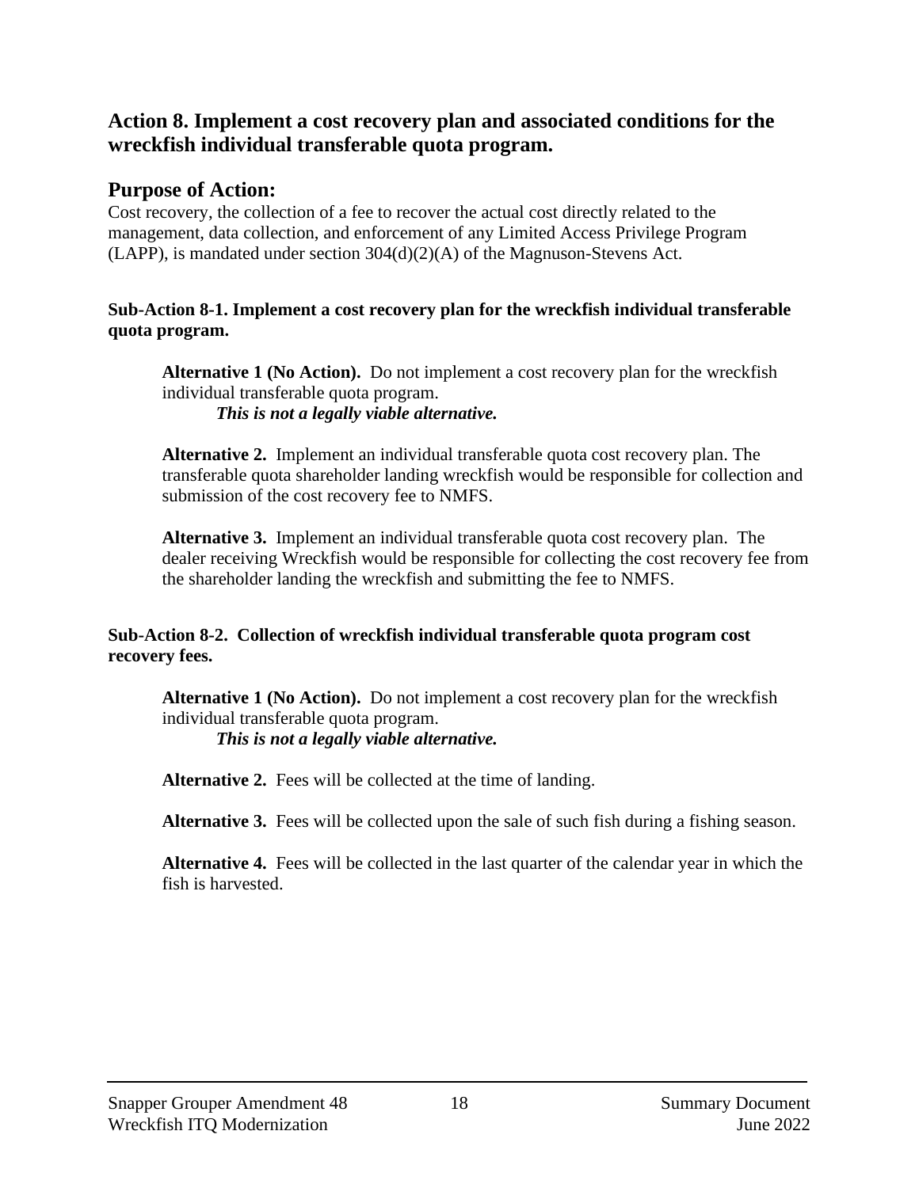## Action 8. Implement a cost recovery plan and associated conditions for the wreckfish individual transferable quota program.

### Purpose of Action:

Cost recovery, the collection of a fee to recover the actual cost directly related to the management, data collection, and enforcement of any Limited Access Privilege Program (LAPP), is mandated under section 304(d)(2)(A) of the Magnuson-Stevens Act.

**Sub-Action 8-1. Implement a cost recovery plan for the wreckfish individual transferable quota program.**

**Alternative 1 (No Action).** Do not implement a cost recovery plan for the wreckfish individual transferable quota program.
***This is not a legally viable alternative.***

**Alternative 2.** Implement an individual transferable quota cost recovery plan. The transferable quota shareholder landing wreckfish would be responsible for collection and submission of the cost recovery fee to NMFS.

**Alternative 3.** Implement an individual transferable quota cost recovery plan. The dealer receiving Wreckfish would be responsible for collecting the cost recovery fee from the shareholder landing the wreckfish and submitting the fee to NMFS.

**Sub-Action 8-2. Collection of wreckfish individual transferable quota program cost recovery fees.**

**Alternative 1 (No Action).** Do not implement a cost recovery plan for the wreckfish individual transferable quota program.
***This is not a legally viable alternative.***

**Alternative 2.** Fees will be collected at the time of landing.

**Alternative 3.** Fees will be collected upon the sale of such fish during a fishing season.

**Alternative 4.** Fees will be collected in the last quarter of the calendar year in which the fish is harvested.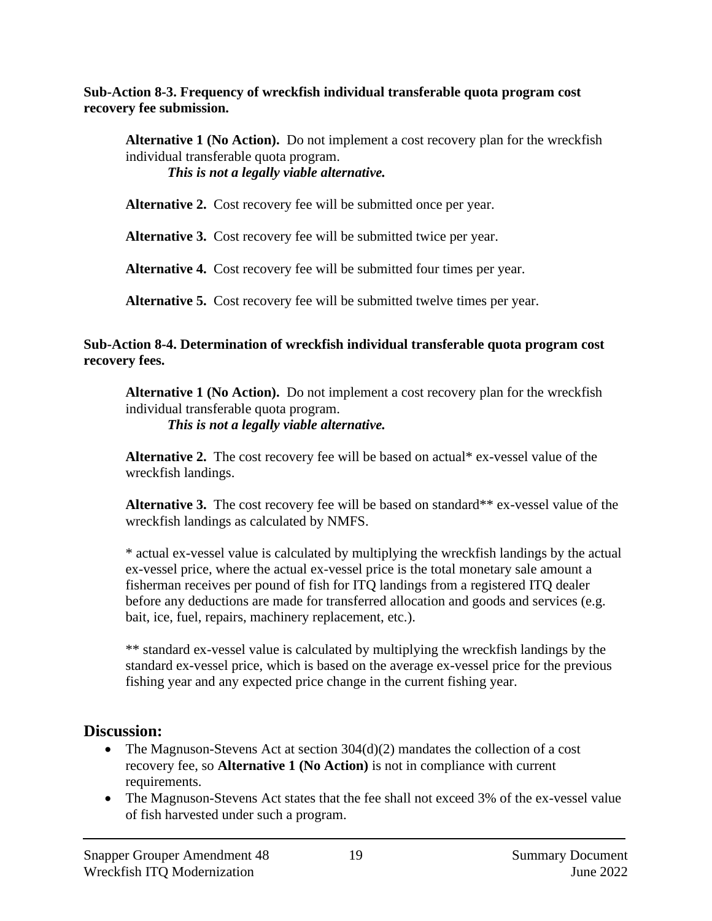**Sub-Action 8-3. Frequency of wreckfish individual transferable quota program cost recovery fee submission.**

**Alternative 1 (No Action).** Do not implement a cost recovery plan for the wreckfish individual transferable quota program.
***This is not a legally viable alternative.***

**Alternative 2.** Cost recovery fee will be submitted once per year.

**Alternative 3.** Cost recovery fee will be submitted twice per year.

**Alternative 4.** Cost recovery fee will be submitted four times per year.

**Alternative 5.** Cost recovery fee will be submitted twelve times per year.

**Sub-Action 8-4. Determination of wreckfish individual transferable quota program cost recovery fees.**

**Alternative 1 (No Action).** Do not implement a cost recovery plan for the wreckfish individual transferable quota program.
***This is not a legally viable alternative.***

**Alternative 2.** The cost recovery fee will be based on actual* ex-vessel value of the wreckfish landings.

**Alternative 3.** The cost recovery fee will be based on standard** ex-vessel value of the wreckfish landings as calculated by NMFS.

* actual ex-vessel value is calculated by multiplying the wreckfish landings by the actual ex-vessel price, where the actual ex-vessel price is the total monetary sale amount a fisherman receives per pound of fish for ITQ landings from a registered ITQ dealer before any deductions are made for transferred allocation and goods and services (e.g. bait, ice, fuel, repairs, machinery replacement, etc.).

** standard ex-vessel value is calculated by multiplying the wreckfish landings by the standard ex-vessel price, which is based on the average ex-vessel price for the previous fishing year and any expected price change in the current fishing year.

## Discussion:

- The Magnuson-Stevens Act at section 304(d)(2) mandates the collection of a cost recovery fee, so **Alternative 1 (No Action)** is not in compliance with current requirements.
- The Magnuson-Stevens Act states that the fee shall not exceed 3% of the ex-vessel value of fish harvested under such a program.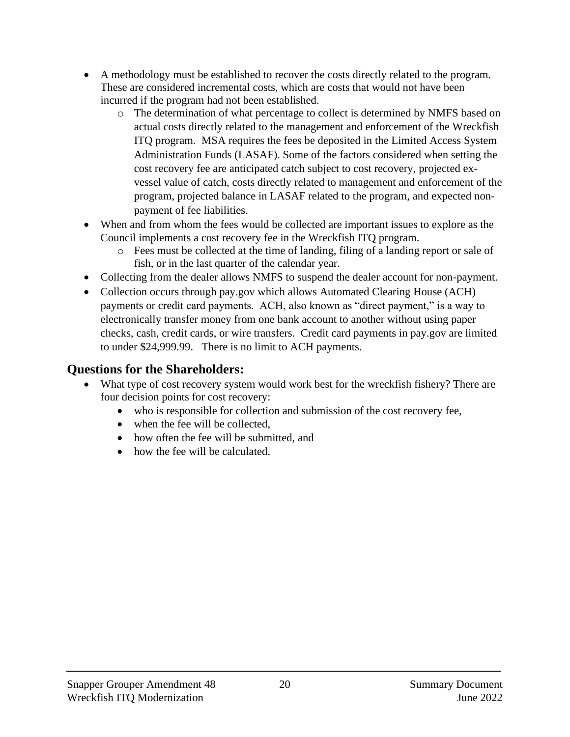- A methodology must be established to recover the costs directly related to the program. These are considered incremental costs, which are costs that would not have been incurred if the program had not been established.
    - The determination of what percentage to collect is determined by NMFS based on actual costs directly related to the management and enforcement of the Wreckfish ITQ program. MSA requires the fees be deposited in the Limited Access System Administration Funds (LASAF). Some of the factors considered when setting the cost recovery fee are anticipated catch subject to cost recovery, projected ex-vessel value of catch, costs directly related to management and enforcement of the program, projected balance in LASAF related to the program, and expected non-payment of fee liabilities.
- When and from whom the fees would be collected are important issues to explore as the Council implements a cost recovery fee in the Wreckfish ITQ program.
    - Fees must be collected at the time of landing, filing of a landing report or sale of fish, or in the last quarter of the calendar year.
- Collecting from the dealer allows NMFS to suspend the dealer account for non-payment.
- Collection occurs through pay.gov which allows Automated Clearing House (ACH) payments or credit card payments. ACH, also known as "direct payment," is a way to electronically transfer money from one bank account to another without using paper checks, cash, credit cards, or wire transfers. Credit card payments in pay.gov are limited to under $24,999.99. There is no limit to ACH payments.

## Questions for the Shareholders:

- What type of cost recovery system would work best for the wreckfish fishery? There are four decision points for cost recovery:
    - who is responsible for collection and submission of the cost recovery fee,
    - when the fee will be collected,
    - how often the fee will be submitted, and
    - how the fee will be calculated.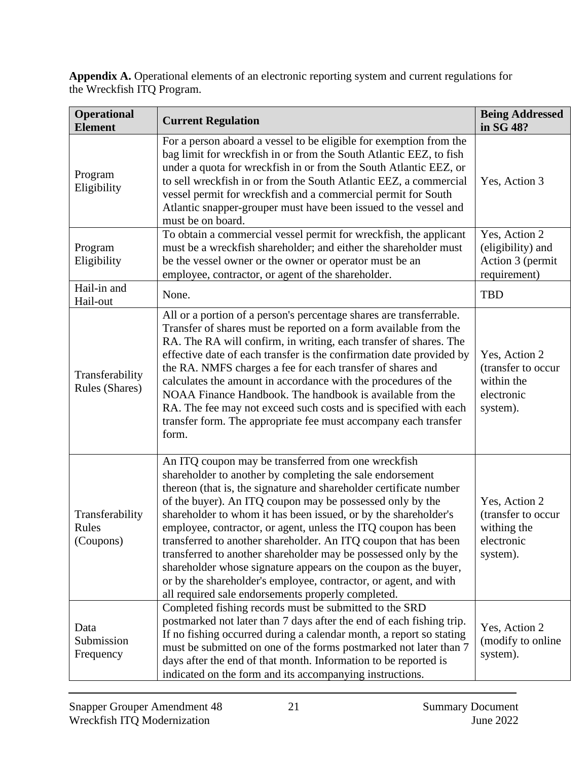**Appendix A.** Operational elements of an electronic reporting system and current regulations for the Wreckfish ITQ Program.

| Operational Element | Current Regulation | Being Addressed in SG 48? |
|---|---|---|
| Program Eligibility | For a person aboard a vessel to be eligible for exemption from the bag limit for wreckfish in or from the South Atlantic EEZ, to fish under a quota for wreckfish in or from the South Atlantic EEZ, or to sell wreckfish in or from the South Atlantic EEZ, a commercial vessel permit for wreckfish and a commercial permit for South Atlantic snapper-grouper must have been issued to the vessel and must be on board. | Yes, Action 3 |
| Program Eligibility | To obtain a commercial vessel permit for wreckfish, the applicant must be a wreckfish shareholder; and either the shareholder must be the vessel owner or the owner or operator must be an employee, contractor, or agent of the shareholder. | Yes, Action 2 (eligibility) and Action 3 (permit requirement) |
| Hail-in and Hail-out | None. | TBD |
| Transferability Rules (Shares) | All or a portion of a person's percentage shares are transferrable. Transfer of shares must be reported on a form available from the RA. The RA will confirm, in writing, each transfer of shares. The effective date of each transfer is the confirmation date provided by the RA. NMFS charges a fee for each transfer of shares and calculates the amount in accordance with the procedures of the NOAA Finance Handbook. The handbook is available from the RA. The fee may not exceed such costs and is specified with each transfer form. The appropriate fee must accompany each transfer form. | Yes, Action 2 (transfer to occur within the electronic system). |
| Transferability Rules (Coupons) | An ITQ coupon may be transferred from one wreckfish shareholder to another by completing the sale endorsement thereon (that is, the signature and shareholder certificate number of the buyer). An ITQ coupon may be possessed only by the shareholder to whom it has been issued, or by the shareholder's employee, contractor, or agent, unless the ITQ coupon has been transferred to another shareholder. An ITQ coupon that has been transferred to another shareholder may be possessed only by the shareholder whose signature appears on the coupon as the buyer, or by the shareholder's employee, contractor, or agent, and with all required sale endorsements properly completed. | Yes, Action 2 (transfer to occur withing the electronic system). |
| Data Submission Frequency | Completed fishing records must be submitted to the SRD postmarked not later than 7 days after the end of each fishing trip. If no fishing occurred during a calendar month, a report so stating must be submitted on one of the forms postmarked not later than 7 days after the end of that month. Information to be reported is indicated on the form and its accompanying instructions. | Yes, Action 2 (modify to online system). |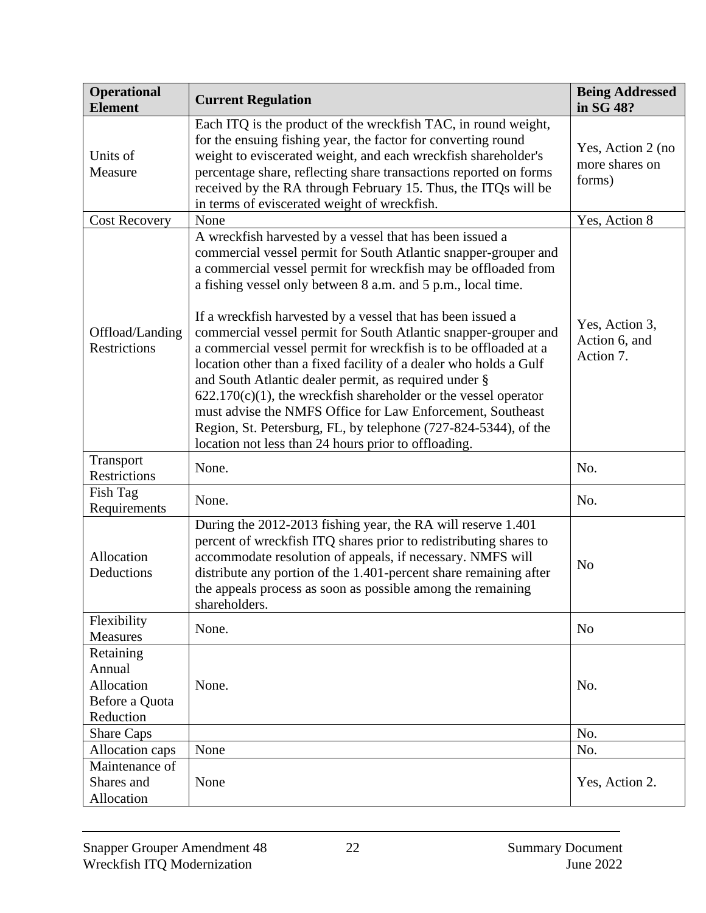| Operational Element | Current Regulation | Being Addressed in SG 48? |
|---|---|---|
| Units of Measure | Each ITQ is the product of the wreckfish TAC, in round weight, for the ensuing fishing year, the factor for converting round weight to eviscerated weight, and each wreckfish shareholder's percentage share, reflecting share transactions reported on forms received by the RA through February 15. Thus, the ITQs will be in terms of eviscerated weight of wreckfish. | Yes, Action 2 (no more shares on forms) |
| Cost Recovery | None | Yes, Action 8 |
| Offload/Landing Restrictions | A wreckfish harvested by a vessel that has been issued a commercial vessel permit for South Atlantic snapper-grouper and a commercial vessel permit for wreckfish may be offloaded from a fishing vessel only between 8 a.m. and 5 p.m., local time.<br><br>If a wreckfish harvested by a vessel that has been issued a commercial vessel permit for South Atlantic snapper-grouper and a commercial vessel permit for wreckfish is to be offloaded at a location other than a fixed facility of a dealer who holds a Gulf and South Atlantic dealer permit, as required under § 622.170(c)(1), the wreckfish shareholder or the vessel operator must advise the NMFS Office for Law Enforcement, Southeast Region, St. Petersburg, FL, by telephone (727-824-5344), of the location not less than 24 hours prior to offloading. | Yes, Action 3, Action 6, and Action 7. |
| Transport Restrictions | None. | No. |
| Fish Tag Requirements | None. | No. |
| Allocation Deductions | During the 2012-2013 fishing year, the RA will reserve 1.401 percent of wreckfish ITQ shares prior to redistributing shares to accommodate resolution of appeals, if necessary. NMFS will distribute any portion of the 1.401-percent share remaining after the appeals process as soon as possible among the remaining shareholders. | No |
| Flexibility Measures | None. | No |
| Retaining Annual Allocation Before a Quota Reduction | None. | No. |
| Share Caps | | No. |
| Allocation caps | None | No. |
| Maintenance of Shares and Allocation | None | Yes, Action 2. |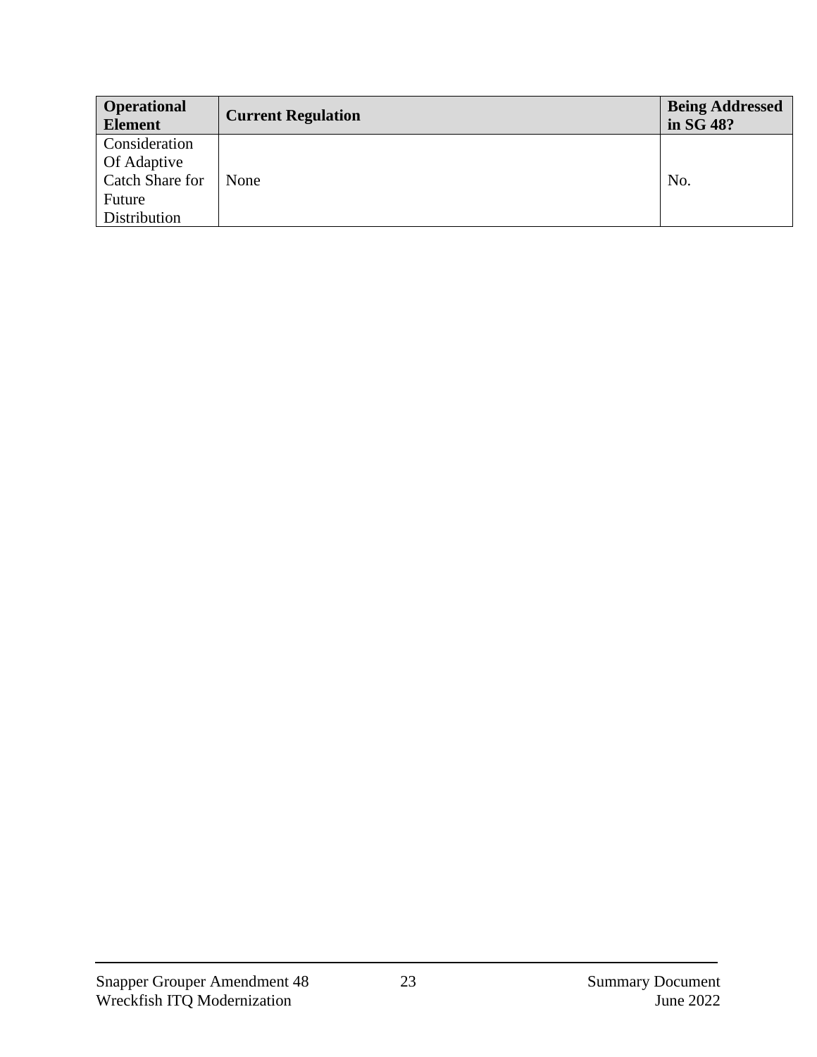| Operational Element | Current Regulation | Being Addressed in SG 48? |
| --- | --- | --- |
| Consideration Of Adaptive Catch Share for Future Distribution | None | No. |